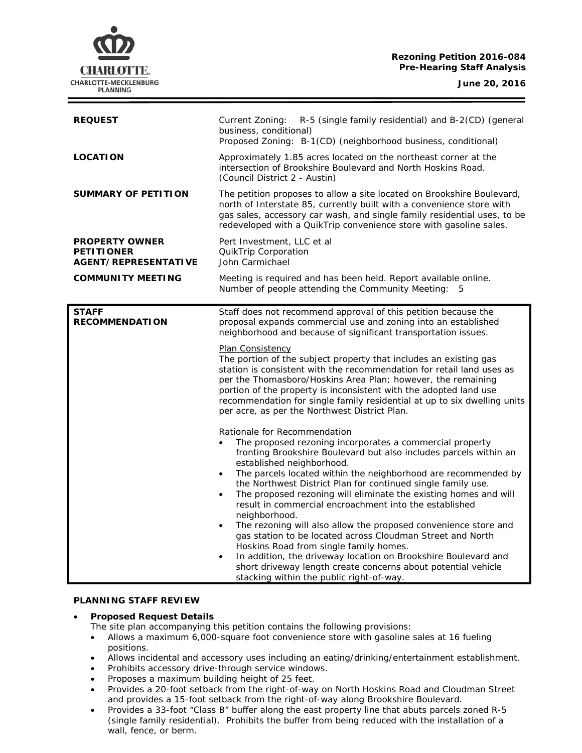**Rezoning Petition 2016-084**
**Pre-Hearing Staff Analysis**

**June 20, 2016**

| | |
|---|---|
| **REQUEST** | Current Zoning: R-5 (single family residential) and B-2(CD) (general business, conditional)<br>Proposed Zoning: B-1(CD) (neighborhood business, conditional) |
| **LOCATION** | Approximately 1.85 acres located on the northeast corner at the intersection of Brookshire Boulevard and North Hoskins Road.<br>(Council District 2 - Austin) |
| **SUMMARY OF PETITION** | The petition proposes to allow a site located on Brookshire Boulevard, north of Interstate 85, currently built with a convenience store with gas sales, accessory car wash, and single family residential uses, to be redeveloped with a QuikTrip convenience store with gasoline sales. |
| **PROPERTY OWNER**<br>**PETITIONER**<br>**AGENT/REPRESENTATIVE** | Pert Investment, LLC et al<br>QuikTrip Corporation<br>John Carmichael |
| **COMMUNITY MEETING** | Meeting is required and has been held. Report available online.<br>Number of people attending the Community Meeting: 5 |

| | |
|---|---|
| **STAFF RECOMMENDATION** | Staff does not recommend approval of this petition because the proposal expands commercial use and zoning into an established neighborhood and because of significant transportation issues.<br><br>Plan Consistency<br>The portion of the subject property that includes an existing gas station is consistent with the recommendation for retail land uses as per the Thomasboro/Hoskins Area Plan; however, the remaining portion of the property is inconsistent with the adopted land use recommendation for single family residential at up to six dwelling units per acre, as per the Northwest District Plan.<br><br>Rationale for Recommendation<br>• The proposed rezoning incorporates a commercial property fronting Brookshire Boulevard but also includes parcels within an established neighborhood.<br>• The parcels located within the neighborhood are recommended by the Northwest District Plan for continued single family use.<br>• The proposed rezoning will eliminate the existing homes and will result in commercial encroachment into the established neighborhood.<br>• The rezoning will also allow the proposed convenience store and gas station to be located across Cloudman Street and North Hoskins Road from single family homes.<br>• In addition, the driveway location on Brookshire Boulevard and short driveway length create concerns about potential vehicle stacking within the public right-of-way. |

**PLANNING STAFF REVIEW**

- **Proposed Request Details**
  The site plan accompanying this petition contains the following provisions:
  - Allows a maximum 6,000-square foot convenience store with gasoline sales at 16 fueling positions.
  - Allows incidental and accessory uses including an eating/drinking/entertainment establishment.
  - Prohibits accessory drive-through service windows.
  - Proposes a maximum building height of 25 feet.
  - Provides a 20-foot setback from the right-of-way on North Hoskins Road and Cloudman Street and provides a 15-foot setback from the right-of-way along Brookshire Boulevard.
  - Provides a 33-foot "Class B" buffer along the east property line that abuts parcels zoned R-5 (single family residential). Prohibits the buffer from being reduced with the installation of a wall, fence, or berm.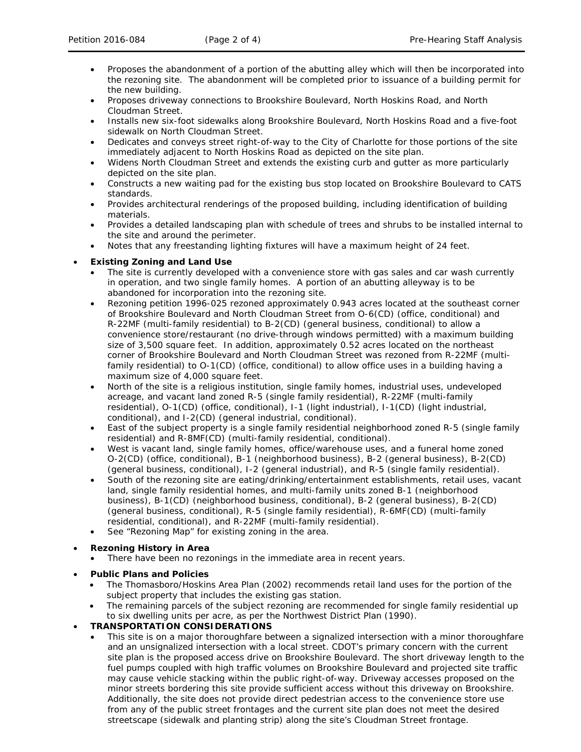- Proposes the abandonment of a portion of the abutting alley which will then be incorporated into the rezoning site. The abandonment will be completed prior to issuance of a building permit for the new building.
- Proposes driveway connections to Brookshire Boulevard, North Hoskins Road, and North Cloudman Street.
- Installs new six-foot sidewalks along Brookshire Boulevard, North Hoskins Road and a five-foot sidewalk on North Cloudman Street.
- Dedicates and conveys street right-of-way to the City of Charlotte for those portions of the site immediately adjacent to North Hoskins Road as depicted on the site plan.
- Widens North Cloudman Street and extends the existing curb and gutter as more particularly depicted on the site plan.
- Constructs a new waiting pad for the existing bus stop located on Brookshire Boulevard to CATS standards.
- Provides architectural renderings of the proposed building, including identification of building materials.
- Provides a detailed landscaping plan with schedule of trees and shrubs to be installed internal to the site and around the perimeter.
- Notes that any freestanding lighting fixtures will have a maximum height of 24 feet.

- **Existing Zoning and Land Use**
  - The site is currently developed with a convenience store with gas sales and car wash currently in operation, and two single family homes. A portion of an abutting alleyway is to be abandoned for incorporation into the rezoning site.
  - Rezoning petition 1996-025 rezoned approximately 0.943 acres located at the southeast corner of Brookshire Boulevard and North Cloudman Street from O-6(CD) (office, conditional) and R-22MF (multi-family residential) to B-2(CD) (general business, conditional) to allow a convenience store/restaurant (no drive-through windows permitted) with a maximum building size of 3,500 square feet. In addition, approximately 0.52 acres located on the northeast corner of Brookshire Boulevard and North Cloudman Street was rezoned from R-22MF (multi-family residential) to O-1(CD) (office, conditional) to allow office uses in a building having a maximum size of 4,000 square feet.
  - North of the site is a religious institution, single family homes, industrial uses, undeveloped acreage, and vacant land zoned R-5 (single family residential), R-22MF (multi-family residential), O-1(CD) (office, conditional), I-1 (light industrial), I-1(CD) (light industrial, conditional), and I-2(CD) (general industrial, conditional).
  - East of the subject property is a single family residential neighborhood zoned R-5 (single family residential) and R-8MF(CD) (multi-family residential, conditional).
  - West is vacant land, single family homes, office/warehouse uses, and a funeral home zoned O-2(CD) (office, conditional), B-1 (neighborhood business), B-2 (general business), B-2(CD) (general business, conditional), I-2 (general industrial), and R-5 (single family residential).
  - South of the rezoning site are eating/drinking/entertainment establishments, retail uses, vacant land, single family residential homes, and multi-family units zoned B-1 (neighborhood business), B-1(CD) (neighborhood business, conditional), B-2 (general business), B-2(CD) (general business, conditional), R-5 (single family residential), R-6MF(CD) (multi-family residential, conditional), and R-22MF (multi-family residential).
  - See "Rezoning Map" for existing zoning in the area.

- **Rezoning History in Area**
  - There have been no rezonings in the immediate area in recent years.

- **Public Plans and Policies**
  - The Thomasboro/Hoskins Area Plan (2002) recommends retail land uses for the portion of the subject property that includes the existing gas station.
  - The remaining parcels of the subject rezoning are recommended for single family residential up to six dwelling units per acre, as per the Northwest District Plan (1990).

- **TRANSPORTATION CONSIDERATIONS**
  - This site is on a major thoroughfare between a signalized intersection with a minor thoroughfare and an unsignalized intersection with a local street. CDOT's primary concern with the current site plan is the proposed access drive on Brookshire Boulevard. The short driveway length to the fuel pumps coupled with high traffic volumes on Brookshire Boulevard and projected site traffic may cause vehicle stacking within the public right-of-way. Driveway accesses proposed on the minor streets bordering this site provide sufficient access without this driveway on Brookshire. Additionally, the site does not provide direct pedestrian access to the convenience store use from any of the public street frontages and the current site plan does not meet the desired streetscape (sidewalk and planting strip) along the site's Cloudman Street frontage.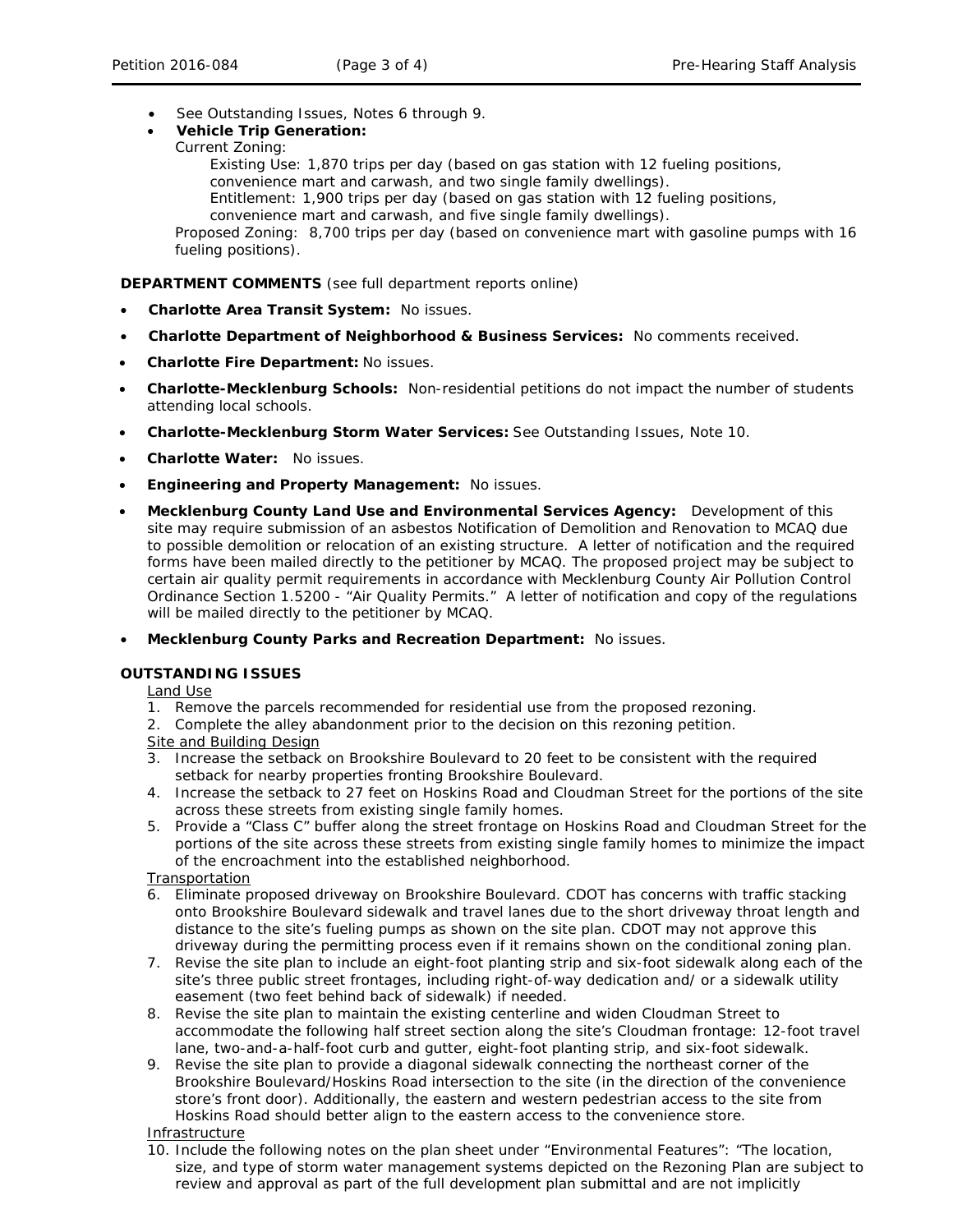- See Outstanding Issues, Notes 6 through 9.
- **Vehicle Trip Generation:**
  Current Zoning:
  Existing Use: 1,870 trips per day (based on gas station with 12 fueling positions, convenience mart and carwash, and two single family dwellings).
  Entitlement: 1,900 trips per day (based on gas station with 12 fueling positions, convenience mart and carwash, and five single family dwellings).
  Proposed Zoning: 8,700 trips per day (based on convenience mart with gasoline pumps with 16 fueling positions).

**DEPARTMENT COMMENTS** (see full department reports online)

- **Charlotte Area Transit System:** No issues.
- **Charlotte Department of Neighborhood & Business Services:** No comments received.
- **Charlotte Fire Department:** No issues.
- **Charlotte-Mecklenburg Schools:** Non-residential petitions do not impact the number of students attending local schools.
- **Charlotte-Mecklenburg Storm Water Services:** See Outstanding Issues, Note 10.
- **Charlotte Water:** No issues.
- **Engineering and Property Management:** No issues.
- **Mecklenburg County Land Use and Environmental Services Agency:** Development of this site may require submission of an asbestos Notification of Demolition and Renovation to MCAQ due to possible demolition or relocation of an existing structure. A letter of notification and the required forms have been mailed directly to the petitioner by MCAQ. The proposed project may be subject to certain air quality permit requirements in accordance with Mecklenburg County Air Pollution Control Ordinance Section 1.5200 - "Air Quality Permits." A letter of notification and copy of the regulations will be mailed directly to the petitioner by MCAQ.
- **Mecklenburg County Parks and Recreation Department:** No issues.

**OUTSTANDING ISSUES**

Land Use

1. Remove the parcels recommended for residential use from the proposed rezoning.
2. Complete the alley abandonment prior to the decision on this rezoning petition.

Site and Building Design

3. Increase the setback on Brookshire Boulevard to 20 feet to be consistent with the required setback for nearby properties fronting Brookshire Boulevard.
4. Increase the setback to 27 feet on Hoskins Road and Cloudman Street for the portions of the site across these streets from existing single family homes.
5. Provide a "Class C" buffer along the street frontage on Hoskins Road and Cloudman Street for the portions of the site across these streets from existing single family homes to minimize the impact of the encroachment into the established neighborhood.

Transportation

6. Eliminate proposed driveway on Brookshire Boulevard. CDOT has concerns with traffic stacking onto Brookshire Boulevard sidewalk and travel lanes due to the short driveway throat length and distance to the site's fueling pumps as shown on the site plan. CDOT may not approve this driveway during the permitting process even if it remains shown on the conditional zoning plan.
7. Revise the site plan to include an eight-foot planting strip and six-foot sidewalk along each of the site's three public street frontages, including right-of-way dedication and/ or a sidewalk utility easement (two feet behind back of sidewalk) if needed.
8. Revise the site plan to maintain the existing centerline and widen Cloudman Street to accommodate the following half street section along the site's Cloudman frontage: 12-foot travel lane, two-and-a-half-foot curb and gutter, eight-foot planting strip, and six-foot sidewalk.
9. Revise the site plan to provide a diagonal sidewalk connecting the northeast corner of the Brookshire Boulevard/Hoskins Road intersection to the site (in the direction of the convenience store's front door). Additionally, the eastern and western pedestrian access to the site from Hoskins Road should better align to the eastern access to the convenience store.

Infrastructure

10. Include the following notes on the plan sheet under "Environmental Features": "The location, size, and type of storm water management systems depicted on the Rezoning Plan are subject to review and approval as part of the full development plan submittal and are not implicitly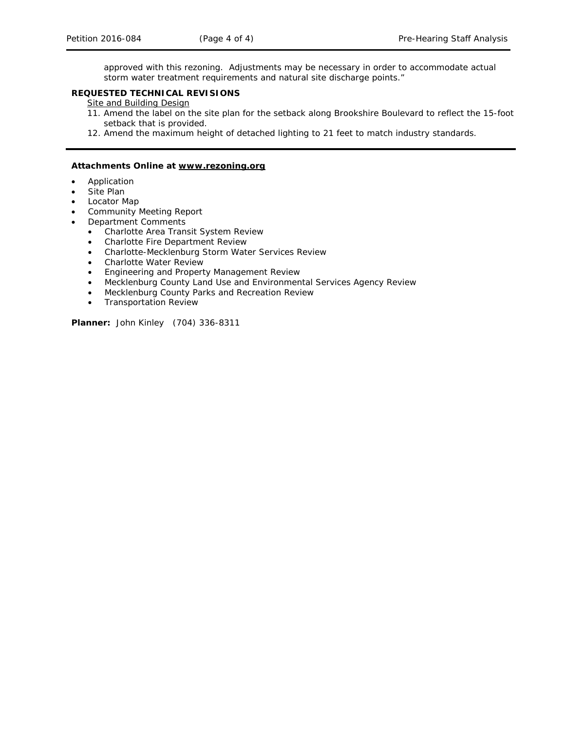approved with this rezoning. Adjustments may be necessary in order to accommodate actual storm water treatment requirements and natural site discharge points."

**REQUESTED TECHNICAL REVISIONS**

Site and Building Design

11. Amend the label on the site plan for the setback along Brookshire Boulevard to reflect the 15-foot setback that is provided.
12. Amend the maximum height of detached lighting to 21 feet to match industry standards.

**Attachments Online at www.rezoning.org**

- Application
- Site Plan
- Locator Map
- Community Meeting Report
- Department Comments
  - Charlotte Area Transit System Review
  - Charlotte Fire Department Review
  - Charlotte-Mecklenburg Storm Water Services Review
  - Charlotte Water Review
  - Engineering and Property Management Review
  - Mecklenburg County Land Use and Environmental Services Agency Review
  - Mecklenburg County Parks and Recreation Review
  - Transportation Review

**Planner:** John Kinley (704) 336-8311